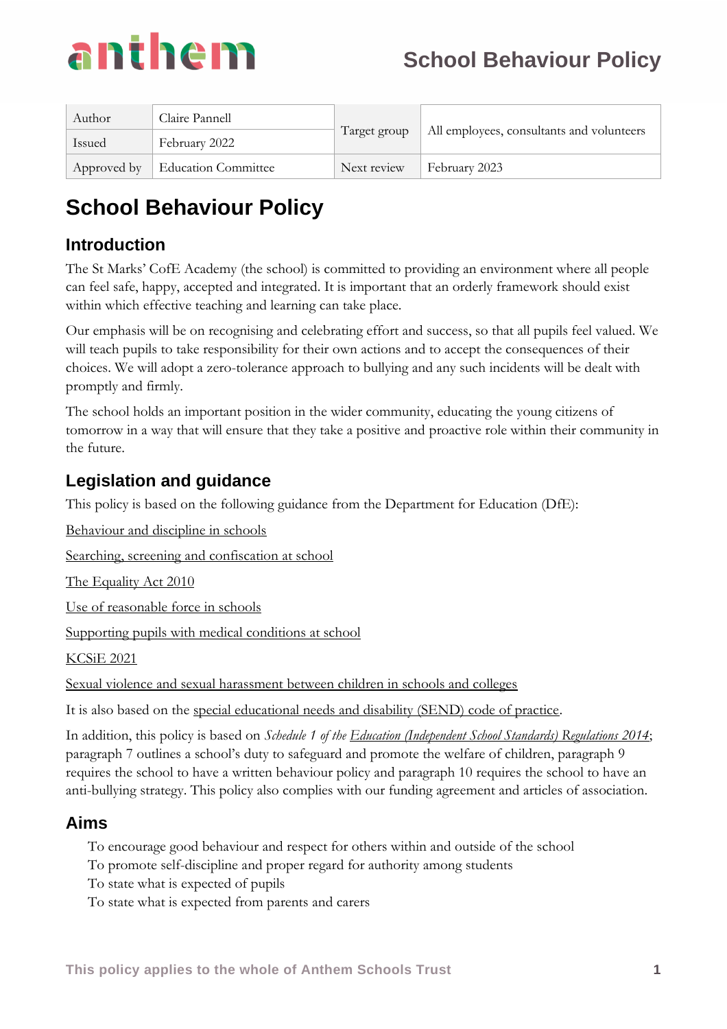| Author | Claire Pannell | Target group | All employees, consultants and volunteers |
|---|---|---|---|
| Issued | February 2022 | | |
| Approved by | Education Committee | Next review | February 2023 |

# School Behaviour Policy

## Introduction

The St Marks' CofE Academy (the school) is committed to providing an environment where all people can feel safe, happy, accepted and integrated. It is important that an orderly framework should exist within which effective teaching and learning can take place.

Our emphasis will be on recognising and celebrating effort and success, so that all pupils feel valued. We will teach pupils to take responsibility for their own actions and to accept the consequences of their choices. We will adopt a zero-tolerance approach to bullying and any such incidents will be dealt with promptly and firmly.

The school holds an important position in the wider community, educating the young citizens of tomorrow in a way that will ensure that they take a positive and proactive role within their community in the future.

## Legislation and guidance

This policy is based on the following guidance from the Department for Education (DfE):

Behaviour and discipline in schools

Searching, screening and confiscation at school

The Equality Act 2010

Use of reasonable force in schools

Supporting pupils with medical conditions at school

KCSiE 2021

Sexual violence and sexual harassment between children in schools and colleges

It is also based on the special educational needs and disability (SEND) code of practice.

In addition, this policy is based on *Schedule 1 of the Education (Independent School Standards) Regulations 2014*; paragraph 7 outlines a school's duty to safeguard and promote the welfare of children, paragraph 9 requires the school to have a written behaviour policy and paragraph 10 requires the school to have an anti-bullying strategy. This policy also complies with our funding agreement and articles of association.

## Aims

- To encourage good behaviour and respect for others within and outside of the school
- To promote self-discipline and proper regard for authority among students
- To state what is expected of pupils
- To state what is expected from parents and carers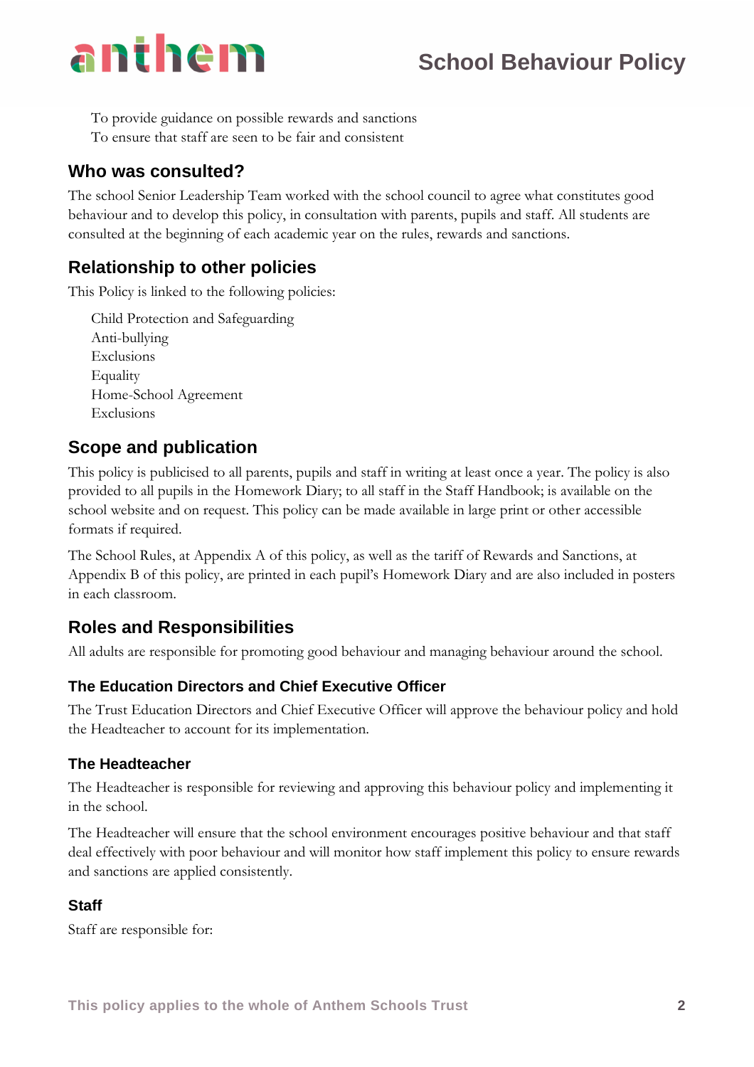To provide guidance on possible rewards and sanctions
To ensure that staff are seen to be fair and consistent

## Who was consulted?

The school Senior Leadership Team worked with the school council to agree what constitutes good behaviour and to develop this policy, in consultation with parents, pupils and staff. All students are consulted at the beginning of each academic year on the rules, rewards and sanctions.

## Relationship to other policies

This Policy is linked to the following policies:

Child Protection and Safeguarding
Anti-bullying
Exclusions
Equality
Home-School Agreement
Exclusions

## Scope and publication

This policy is publicised to all parents, pupils and staff in writing at least once a year. The policy is also provided to all pupils in the Homework Diary; to all staff in the Staff Handbook; is available on the school website and on request. This policy can be made available in large print or other accessible formats if required.

The School Rules, at Appendix A of this policy, as well as the tariff of Rewards and Sanctions, at Appendix B of this policy, are printed in each pupil's Homework Diary and are also included in posters in each classroom.

## Roles and Responsibilities

All adults are responsible for promoting good behaviour and managing behaviour around the school.

### The Education Directors and Chief Executive Officer

The Trust Education Directors and Chief Executive Officer will approve the behaviour policy and hold the Headteacher to account for its implementation.

### The Headteacher

The Headteacher is responsible for reviewing and approving this behaviour policy and implementing it in the school.

The Headteacher will ensure that the school environment encourages positive behaviour and that staff deal effectively with poor behaviour and will monitor how staff implement this policy to ensure rewards and sanctions are applied consistently.

### Staff

Staff are responsible for: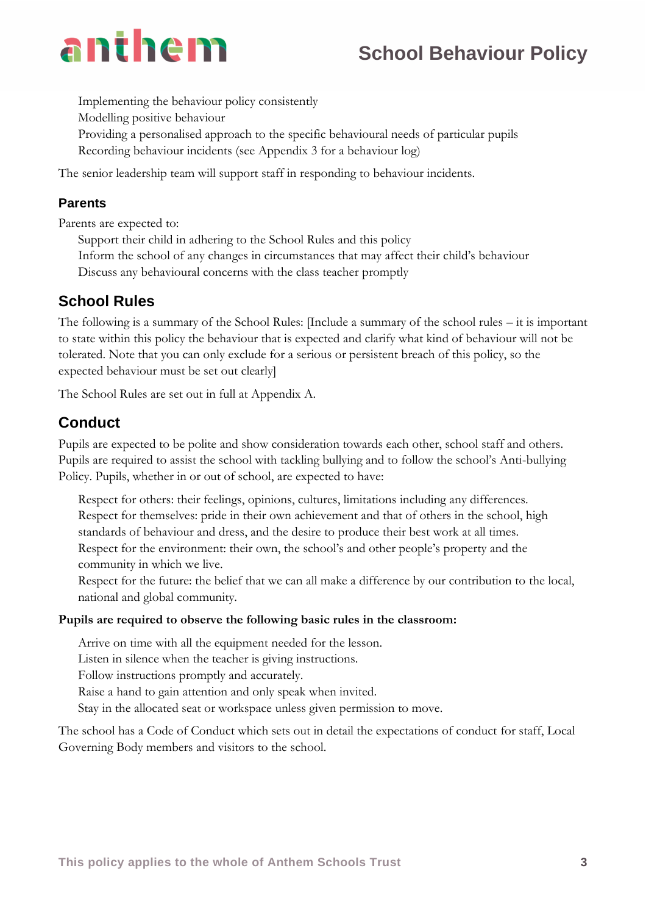- Implementing the behaviour policy consistently
- Modelling positive behaviour
- Providing a personalised approach to the specific behavioural needs of particular pupils
- Recording behaviour incidents (see Appendix 3 for a behaviour log)

The senior leadership team will support staff in responding to behaviour incidents.

### Parents

Parents are expected to:

- Support their child in adhering to the School Rules and this policy
- Inform the school of any changes in circumstances that may affect their child's behaviour
- Discuss any behavioural concerns with the class teacher promptly

## School Rules

The following is a summary of the School Rules: [Include a summary of the school rules – it is important to state within this policy the behaviour that is expected and clarify what kind of behaviour will not be tolerated. Note that you can only exclude for a serious or persistent breach of this policy, so the expected behaviour must be set out clearly]

The School Rules are set out in full at Appendix A.

## Conduct

Pupils are expected to be polite and show consideration towards each other, school staff and others. Pupils are required to assist the school with tackling bullying and to follow the school's Anti-bullying Policy. Pupils, whether in or out of school, are expected to have:

- Respect for others: their feelings, opinions, cultures, limitations including any differences.
- Respect for themselves: pride in their own achievement and that of others in the school, high standards of behaviour and dress, and the desire to produce their best work at all times.
- Respect for the environment: their own, the school's and other people's property and the community in which we live.
- Respect for the future: the belief that we can all make a difference by our contribution to the local, national and global community.

**Pupils are required to observe the following basic rules in the classroom:**

- Arrive on time with all the equipment needed for the lesson.
- Listen in silence when the teacher is giving instructions.
- Follow instructions promptly and accurately.
- Raise a hand to gain attention and only speak when invited.
- Stay in the allocated seat or workspace unless given permission to move.

The school has a Code of Conduct which sets out in detail the expectations of conduct for staff, Local Governing Body members and visitors to the school.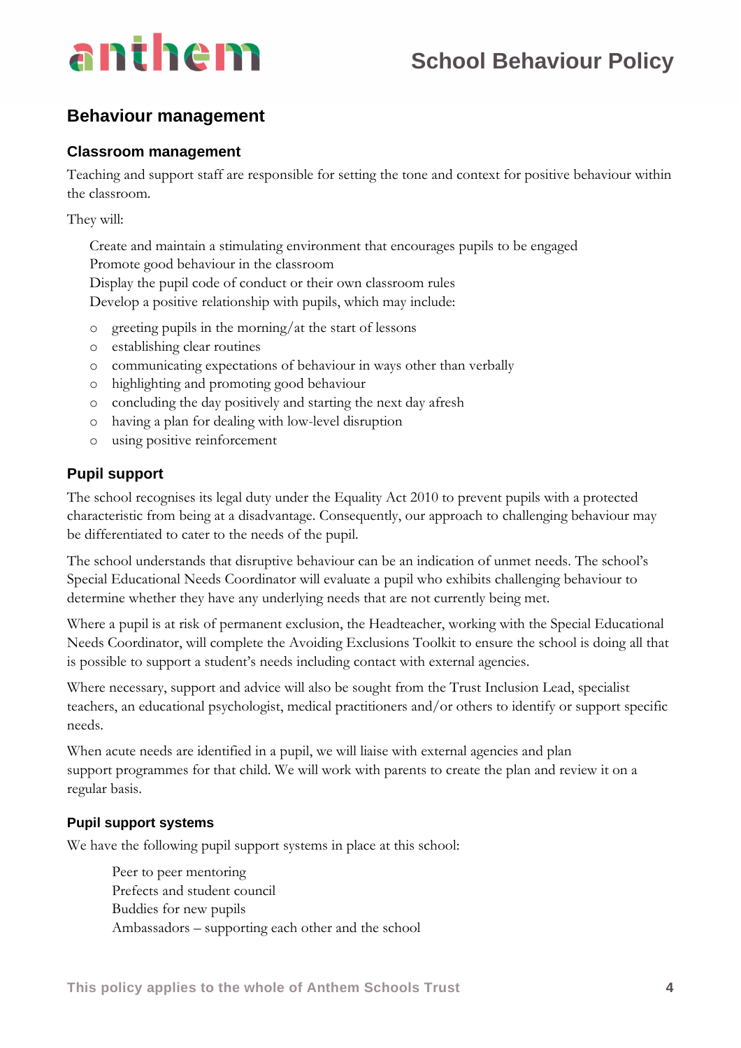## Behaviour management

### Classroom management

Teaching and support staff are responsible for setting the tone and context for positive behaviour within the classroom.

They will:

- Create and maintain a stimulating environment that encourages pupils to be engaged
- Promote good behaviour in the classroom
- Display the pupil code of conduct or their own classroom rules
- Develop a positive relationship with pupils, which may include:
  - greeting pupils in the morning/at the start of lessons
  - establishing clear routines
  - communicating expectations of behaviour in ways other than verbally
  - highlighting and promoting good behaviour
  - concluding the day positively and starting the next day afresh
  - having a plan for dealing with low-level disruption
  - using positive reinforcement

### Pupil support

The school recognises its legal duty under the Equality Act 2010 to prevent pupils with a protected characteristic from being at a disadvantage. Consequently, our approach to challenging behaviour may be differentiated to cater to the needs of the pupil.

The school understands that disruptive behaviour can be an indication of unmet needs. The school's Special Educational Needs Coordinator will evaluate a pupil who exhibits challenging behaviour to determine whether they have any underlying needs that are not currently being met.

Where a pupil is at risk of permanent exclusion, the Headteacher, working with the Special Educational Needs Coordinator, will complete the Avoiding Exclusions Toolkit to ensure the school is doing all that is possible to support a student's needs including contact with external agencies.

Where necessary, support and advice will also be sought from the Trust Inclusion Lead, specialist teachers, an educational psychologist, medical practitioners and/or others to identify or support specific needs.

When acute needs are identified in a pupil, we will liaise with external agencies and plan support programmes for that child. We will work with parents to create the plan and review it on a regular basis.

#### Pupil support systems

We have the following pupil support systems in place at this school:

- Peer to peer mentoring
- Prefects and student council
- Buddies for new pupils
- Ambassadors – supporting each other and the school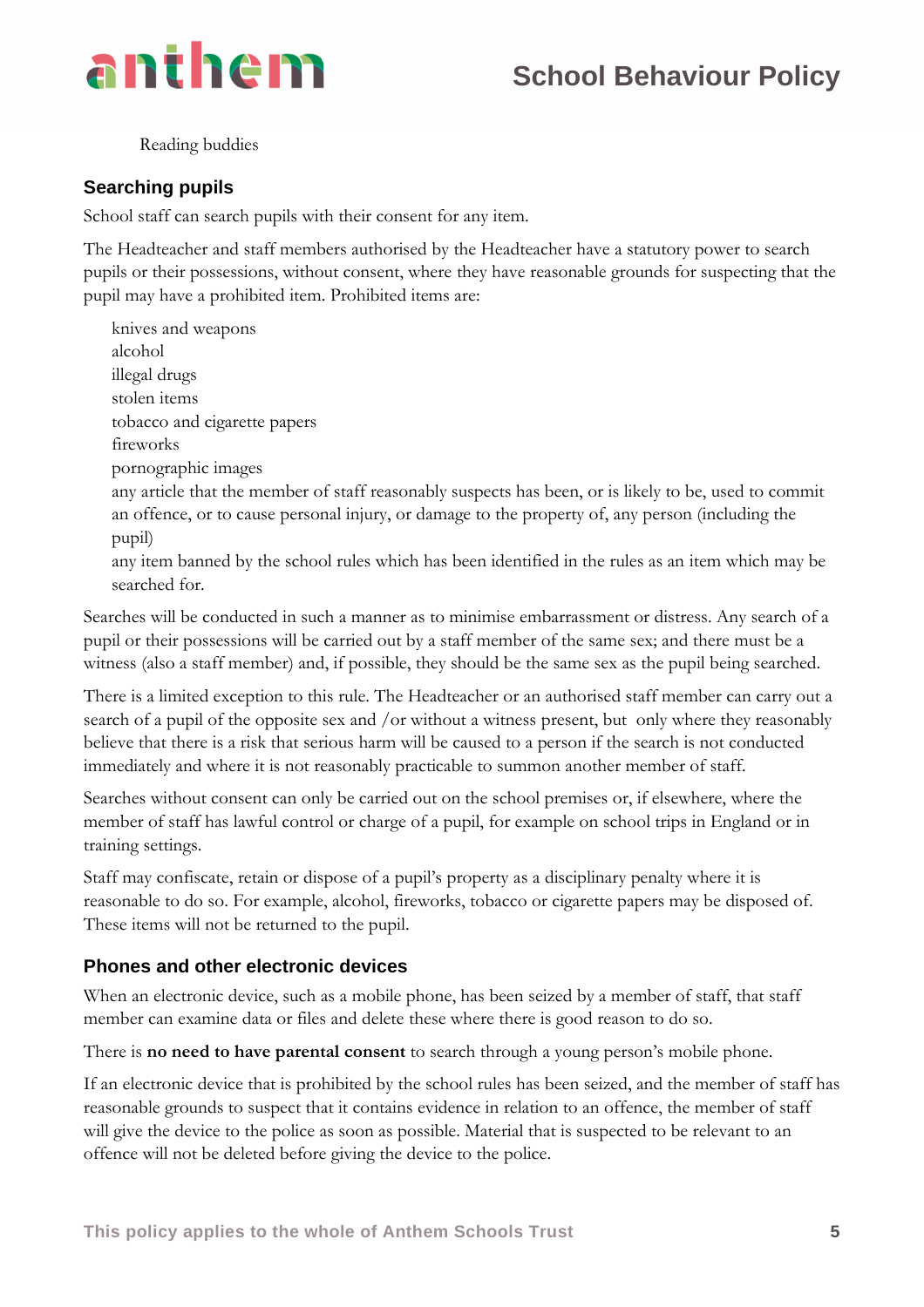- Reading buddies

## Searching pupils

School staff can search pupils with their consent for any item.

The Headteacher and staff members authorised by the Headteacher have a statutory power to search pupils or their possessions, without consent, where they have reasonable grounds for suspecting that the pupil may have a prohibited item. Prohibited items are:

- knives and weapons
- alcohol
- illegal drugs
- stolen items
- tobacco and cigarette papers
- fireworks
- pornographic images
- any article that the member of staff reasonably suspects has been, or is likely to be, used to commit an offence, or to cause personal injury, or damage to the property of, any person (including the pupil)
- any item banned by the school rules which has been identified in the rules as an item which may be searched for.

Searches will be conducted in such a manner as to minimise embarrassment or distress. Any search of a pupil or their possessions will be carried out by a staff member of the same sex; and there must be a witness (also a staff member) and, if possible, they should be the same sex as the pupil being searched.

There is a limited exception to this rule. The Headteacher or an authorised staff member can carry out a search of a pupil of the opposite sex and /or without a witness present, but only where they reasonably believe that there is a risk that serious harm will be caused to a person if the search is not conducted immediately and where it is not reasonably practicable to summon another member of staff.

Searches without consent can only be carried out on the school premises or, if elsewhere, where the member of staff has lawful control or charge of a pupil, for example on school trips in England or in training settings.

Staff may confiscate, retain or dispose of a pupil's property as a disciplinary penalty where it is reasonable to do so. For example, alcohol, fireworks, tobacco or cigarette papers may be disposed of. These items will not be returned to the pupil.

## Phones and other electronic devices

When an electronic device, such as a mobile phone, has been seized by a member of staff, that staff member can examine data or files and delete these where there is good reason to do so.

There is **no need to have parental consent** to search through a young person's mobile phone.

If an electronic device that is prohibited by the school rules has been seized, and the member of staff has reasonable grounds to suspect that it contains evidence in relation to an offence, the member of staff will give the device to the police as soon as possible. Material that is suspected to be relevant to an offence will not be deleted before giving the device to the police.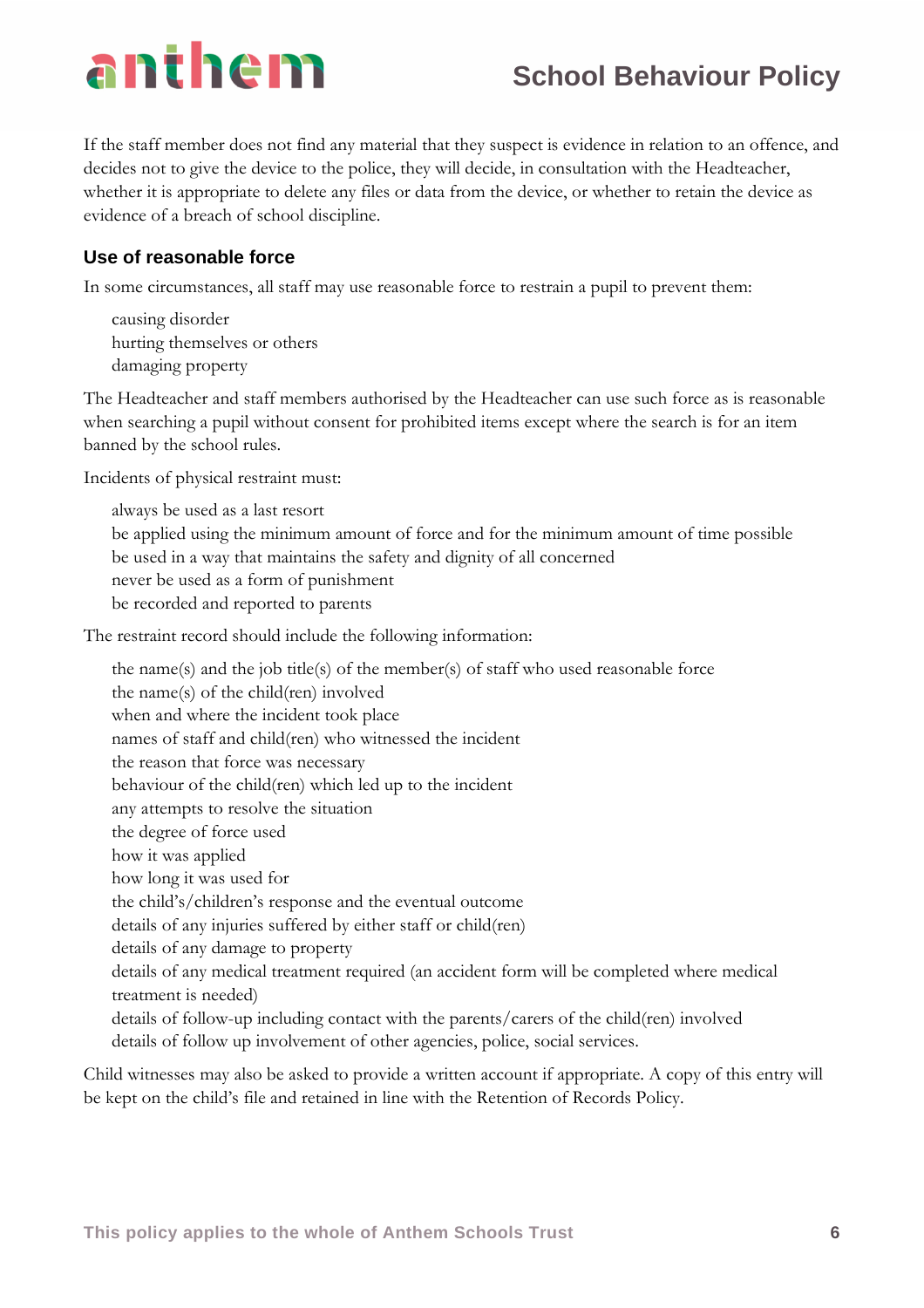If the staff member does not find any material that they suspect is evidence in relation to an offence, and decides not to give the device to the police, they will decide, in consultation with the Headteacher, whether it is appropriate to delete any files or data from the device, or whether to retain the device as evidence of a breach of school discipline.

### Use of reasonable force

In some circumstances, all staff may use reasonable force to restrain a pupil to prevent them:

- causing disorder
- hurting themselves or others
- damaging property

The Headteacher and staff members authorised by the Headteacher can use such force as is reasonable when searching a pupil without consent for prohibited items except where the search is for an item banned by the school rules.

Incidents of physical restraint must:

- always be used as a last resort
- be applied using the minimum amount of force and for the minimum amount of time possible
- be used in a way that maintains the safety and dignity of all concerned
- never be used as a form of punishment
- be recorded and reported to parents

The restraint record should include the following information:

- the name(s) and the job title(s) of the member(s) of staff who used reasonable force
- the name(s) of the child(ren) involved
- when and where the incident took place
- names of staff and child(ren) who witnessed the incident
- the reason that force was necessary
- behaviour of the child(ren) which led up to the incident
- any attempts to resolve the situation
- the degree of force used
- how it was applied
- how long it was used for
- the child's/children's response and the eventual outcome
- details of any injuries suffered by either staff or child(ren)
- details of any damage to property
- details of any medical treatment required (an accident form will be completed where medical treatment is needed)
- details of follow-up including contact with the parents/carers of the child(ren) involved
- details of follow up involvement of other agencies, police, social services.

Child witnesses may also be asked to provide a written account if appropriate. A copy of this entry will be kept on the child's file and retained in line with the Retention of Records Policy.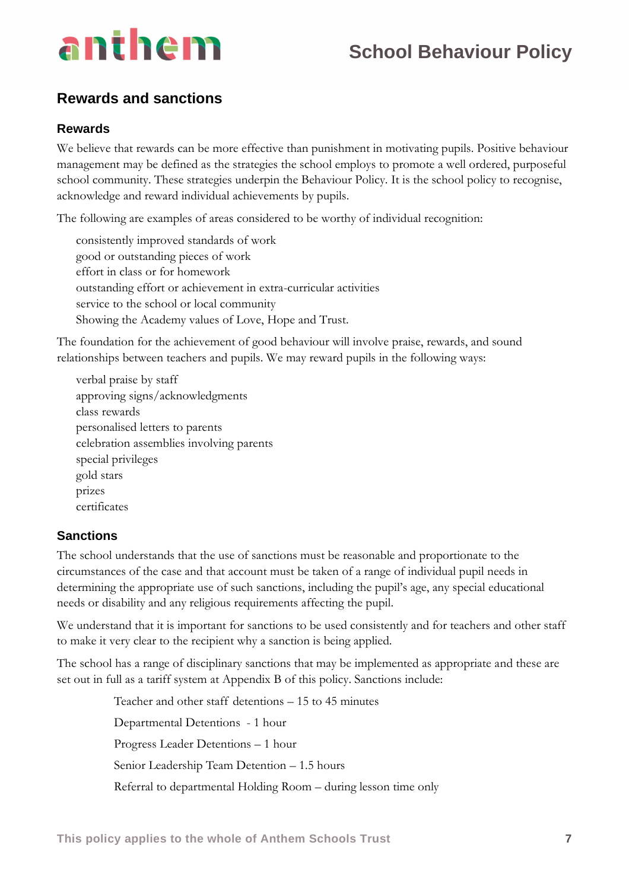## Rewards and sanctions

### Rewards

We believe that rewards can be more effective than punishment in motivating pupils. Positive behaviour management may be defined as the strategies the school employs to promote a well ordered, purposeful school community. These strategies underpin the Behaviour Policy. It is the school policy to recognise, acknowledge and reward individual achievements by pupils.

The following are examples of areas considered to be worthy of individual recognition:

- consistently improved standards of work
- good or outstanding pieces of work
- effort in class or for homework
- outstanding effort or achievement in extra-curricular activities
- service to the school or local community
- Showing the Academy values of Love, Hope and Trust.

The foundation for the achievement of good behaviour will involve praise, rewards, and sound relationships between teachers and pupils. We may reward pupils in the following ways:

- verbal praise by staff
- approving signs/acknowledgments
- class rewards
- personalised letters to parents
- celebration assemblies involving parents
- special privileges
- gold stars
- prizes
- certificates

### Sanctions

The school understands that the use of sanctions must be reasonable and proportionate to the circumstances of the case and that account must be taken of a range of individual pupil needs in determining the appropriate use of such sanctions, including the pupil's age, any special educational needs or disability and any religious requirements affecting the pupil.

We understand that it is important for sanctions to be used consistently and for teachers and other staff to make it very clear to the recipient why a sanction is being applied.

The school has a range of disciplinary sanctions that may be implemented as appropriate and these are set out in full as a tariff system at Appendix B of this policy. Sanctions include:

- Teacher and other staff detentions – 15 to 45 minutes
- Departmental Detentions - 1 hour
- Progress Leader Detentions – 1 hour
- Senior Leadership Team Detention – 1.5 hours
- Referral to departmental Holding Room – during lesson time only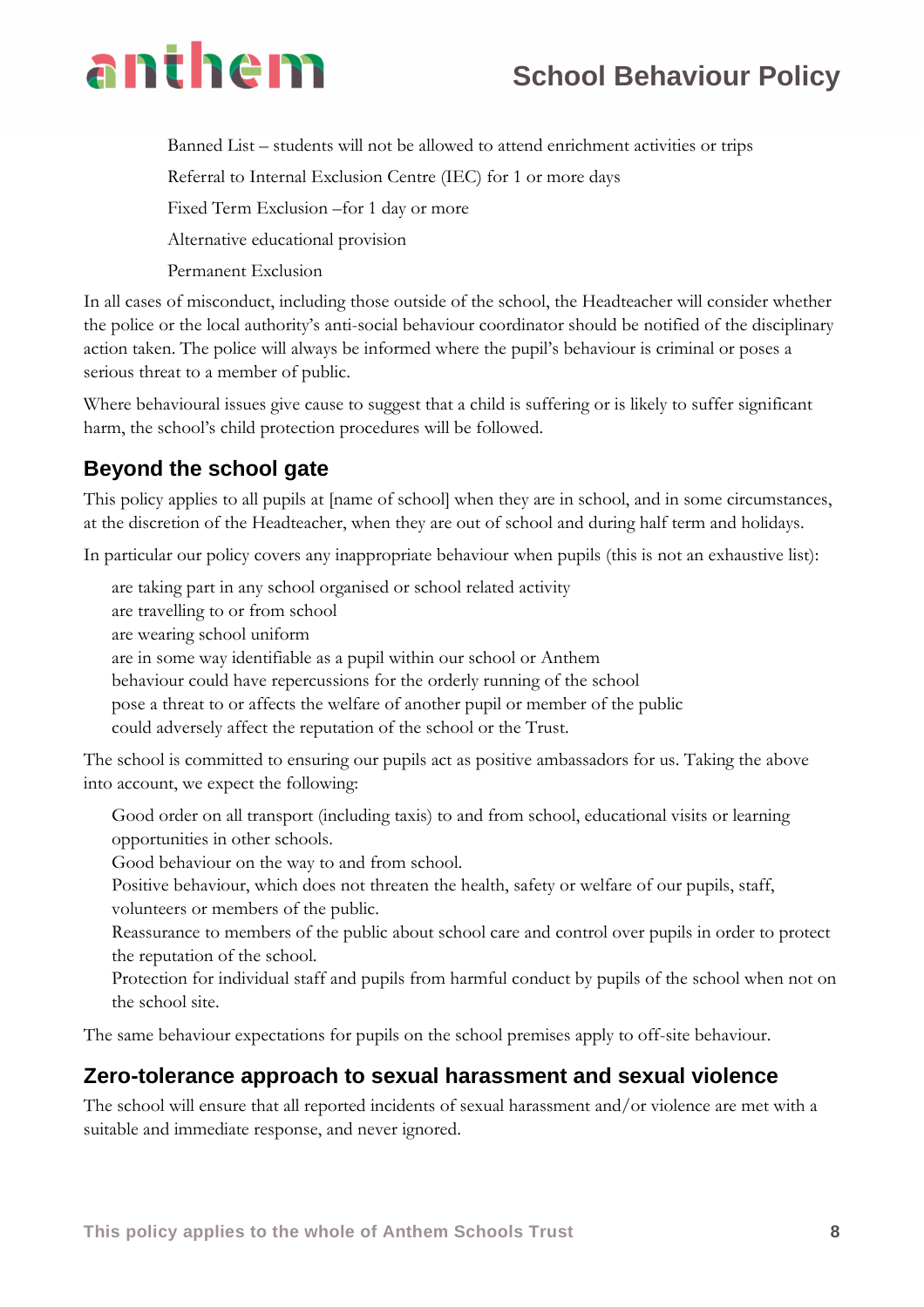- Banned List – students will not be allowed to attend enrichment activities or trips
- Referral to Internal Exclusion Centre (IEC) for 1 or more days
- Fixed Term Exclusion –for 1 day or more
- Alternative educational provision
- Permanent Exclusion

In all cases of misconduct, including those outside of the school, the Headteacher will consider whether the police or the local authority's anti-social behaviour coordinator should be notified of the disciplinary action taken. The police will always be informed where the pupil's behaviour is criminal or poses a serious threat to a member of public.

Where behavioural issues give cause to suggest that a child is suffering or is likely to suffer significant harm, the school's child protection procedures will be followed.

## Beyond the school gate

This policy applies to all pupils at [name of school] when they are in school, and in some circumstances, at the discretion of the Headteacher, when they are out of school and during half term and holidays.

In particular our policy covers any inappropriate behaviour when pupils (this is not an exhaustive list):

- are taking part in any school organised or school related activity
- are travelling to or from school
- are wearing school uniform
- are in some way identifiable as a pupil within our school or Anthem
- behaviour could have repercussions for the orderly running of the school
- pose a threat to or affects the welfare of another pupil or member of the public
- could adversely affect the reputation of the school or the Trust.

The school is committed to ensuring our pupils act as positive ambassadors for us. Taking the above into account, we expect the following:

- Good order on all transport (including taxis) to and from school, educational visits or learning opportunities in other schools.
- Good behaviour on the way to and from school.
- Positive behaviour, which does not threaten the health, safety or welfare of our pupils, staff, volunteers or members of the public.
- Reassurance to members of the public about school care and control over pupils in order to protect the reputation of the school.
- Protection for individual staff and pupils from harmful conduct by pupils of the school when not on the school site.

The same behaviour expectations for pupils on the school premises apply to off-site behaviour.

## Zero-tolerance approach to sexual harassment and sexual violence

The school will ensure that all reported incidents of sexual harassment and/or violence are met with a suitable and immediate response, and never ignored.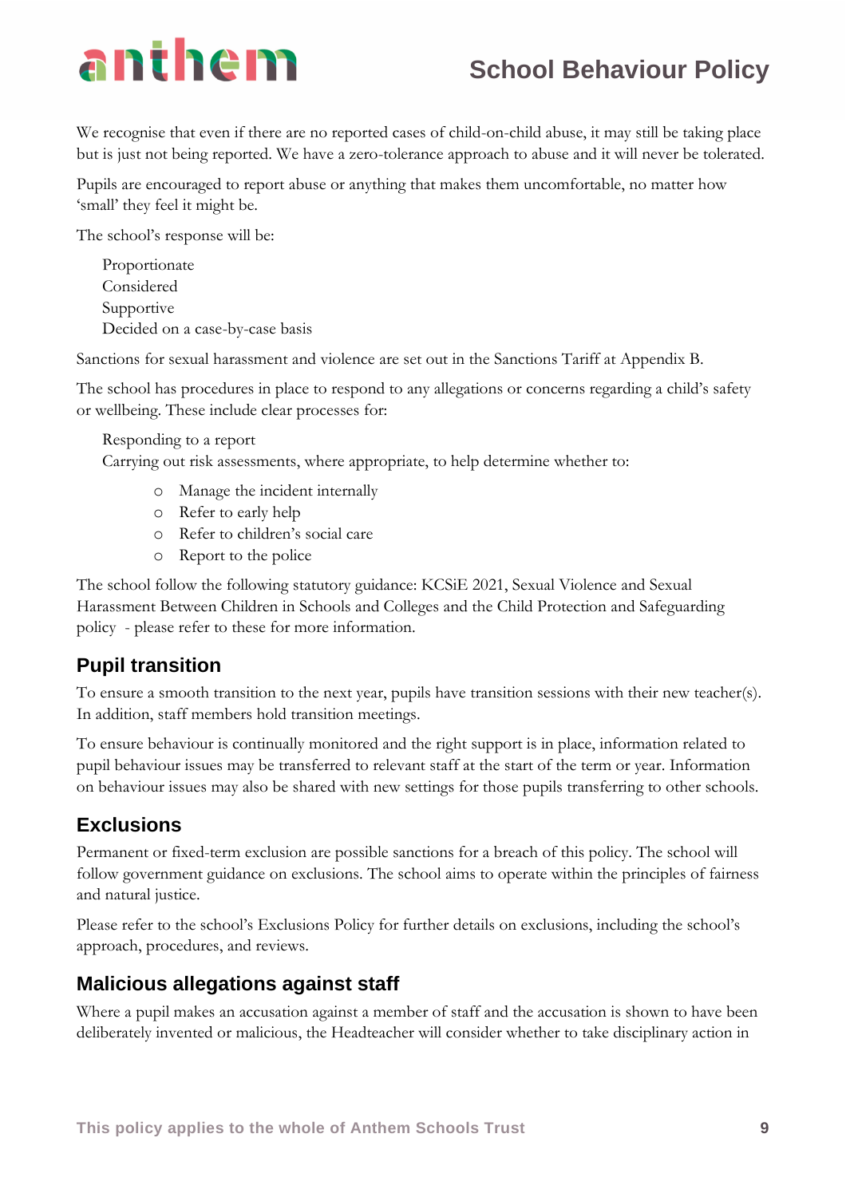We recognise that even if there are no reported cases of child-on-child abuse, it may still be taking place but is just not being reported. We have a zero-tolerance approach to abuse and it will never be tolerated.

Pupils are encouraged to report abuse or anything that makes them uncomfortable, no matter how 'small' they feel it might be.

The school's response will be:

- Proportionate
- Considered
- Supportive
- Decided on a case-by-case basis

Sanctions for sexual harassment and violence are set out in the Sanctions Tariff at Appendix B.

The school has procedures in place to respond to any allegations or concerns regarding a child's safety or wellbeing. These include clear processes for:

- Responding to a report
- Carrying out risk assessments, where appropriate, to help determine whether to:
  - Manage the incident internally
  - Refer to early help
  - Refer to children's social care
  - Report to the police

The school follow the following statutory guidance: KCSiE 2021, Sexual Violence and Sexual Harassment Between Children in Schools and Colleges and the Child Protection and Safeguarding policy - please refer to these for more information.

## Pupil transition

To ensure a smooth transition to the next year, pupils have transition sessions with their new teacher(s). In addition, staff members hold transition meetings.

To ensure behaviour is continually monitored and the right support is in place, information related to pupil behaviour issues may be transferred to relevant staff at the start of the term or year. Information on behaviour issues may also be shared with new settings for those pupils transferring to other schools.

## Exclusions

Permanent or fixed-term exclusion are possible sanctions for a breach of this policy. The school will follow government guidance on exclusions. The school aims to operate within the principles of fairness and natural justice.

Please refer to the school's Exclusions Policy for further details on exclusions, including the school's approach, procedures, and reviews.

## Malicious allegations against staff

Where a pupil makes an accusation against a member of staff and the accusation is shown to have been deliberately invented or malicious, the Headteacher will consider whether to take disciplinary action in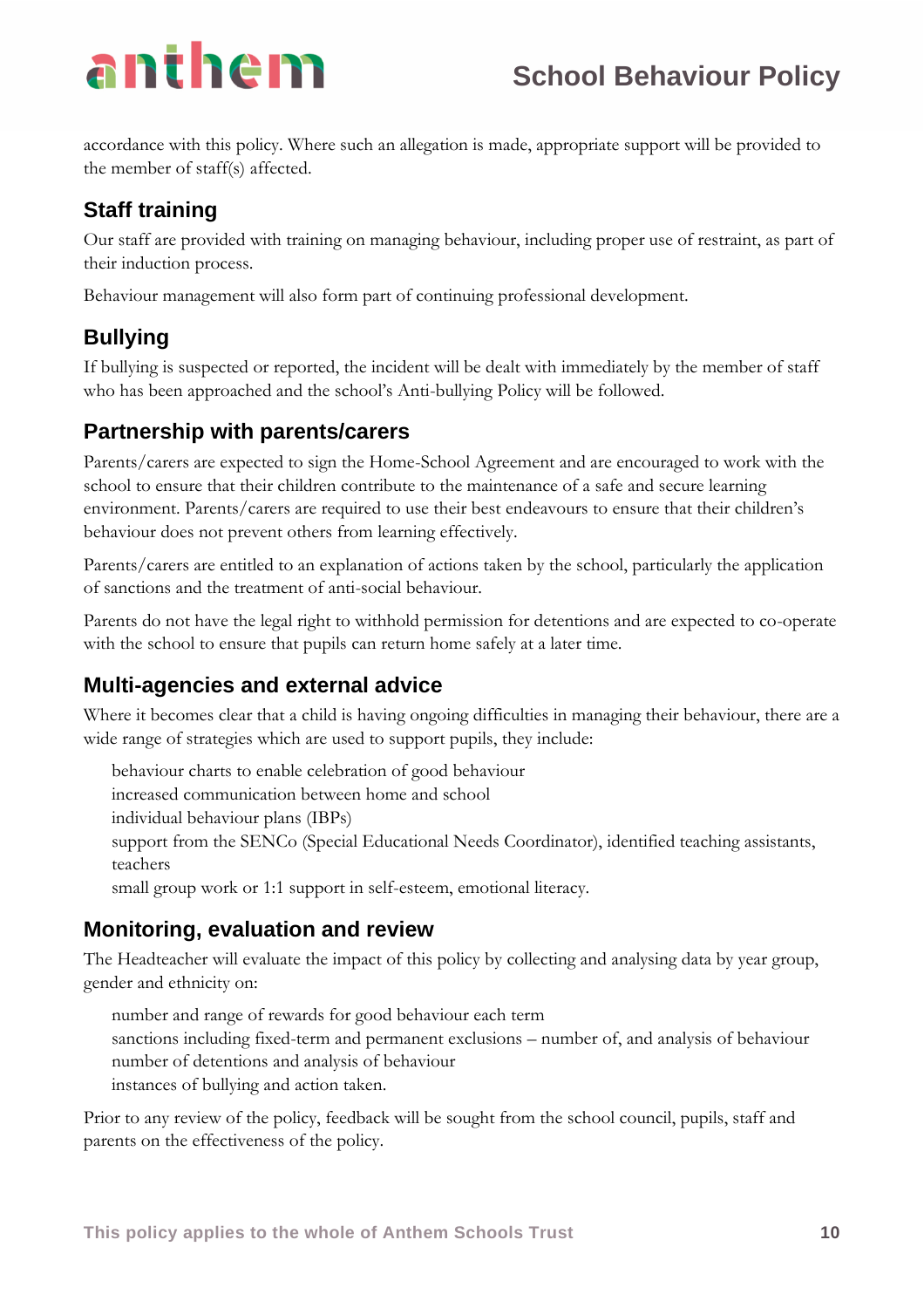accordance with this policy. Where such an allegation is made, appropriate support will be provided to the member of staff(s) affected.

## Staff training

Our staff are provided with training on managing behaviour, including proper use of restraint, as part of their induction process.

Behaviour management will also form part of continuing professional development.

## Bullying

If bullying is suspected or reported, the incident will be dealt with immediately by the member of staff who has been approached and the school's Anti-bullying Policy will be followed.

## Partnership with parents/carers

Parents/carers are expected to sign the Home-School Agreement and are encouraged to work with the school to ensure that their children contribute to the maintenance of a safe and secure learning environment. Parents/carers are required to use their best endeavours to ensure that their children's behaviour does not prevent others from learning effectively.

Parents/carers are entitled to an explanation of actions taken by the school, particularly the application of sanctions and the treatment of anti-social behaviour.

Parents do not have the legal right to withhold permission for detentions and are expected to co-operate with the school to ensure that pupils can return home safely at a later time.

## Multi-agencies and external advice

Where it becomes clear that a child is having ongoing difficulties in managing their behaviour, there are a wide range of strategies which are used to support pupils, they include:

- behaviour charts to enable celebration of good behaviour
- increased communication between home and school
- individual behaviour plans (IBPs)
- support from the SENCo (Special Educational Needs Coordinator), identified teaching assistants, teachers
- small group work or 1:1 support in self-esteem, emotional literacy.

## Monitoring, evaluation and review

The Headteacher will evaluate the impact of this policy by collecting and analysing data by year group, gender and ethnicity on:

- number and range of rewards for good behaviour each term
- sanctions including fixed-term and permanent exclusions – number of, and analysis of behaviour
- number of detentions and analysis of behaviour
- instances of bullying and action taken.

Prior to any review of the policy, feedback will be sought from the school council, pupils, staff and parents on the effectiveness of the policy.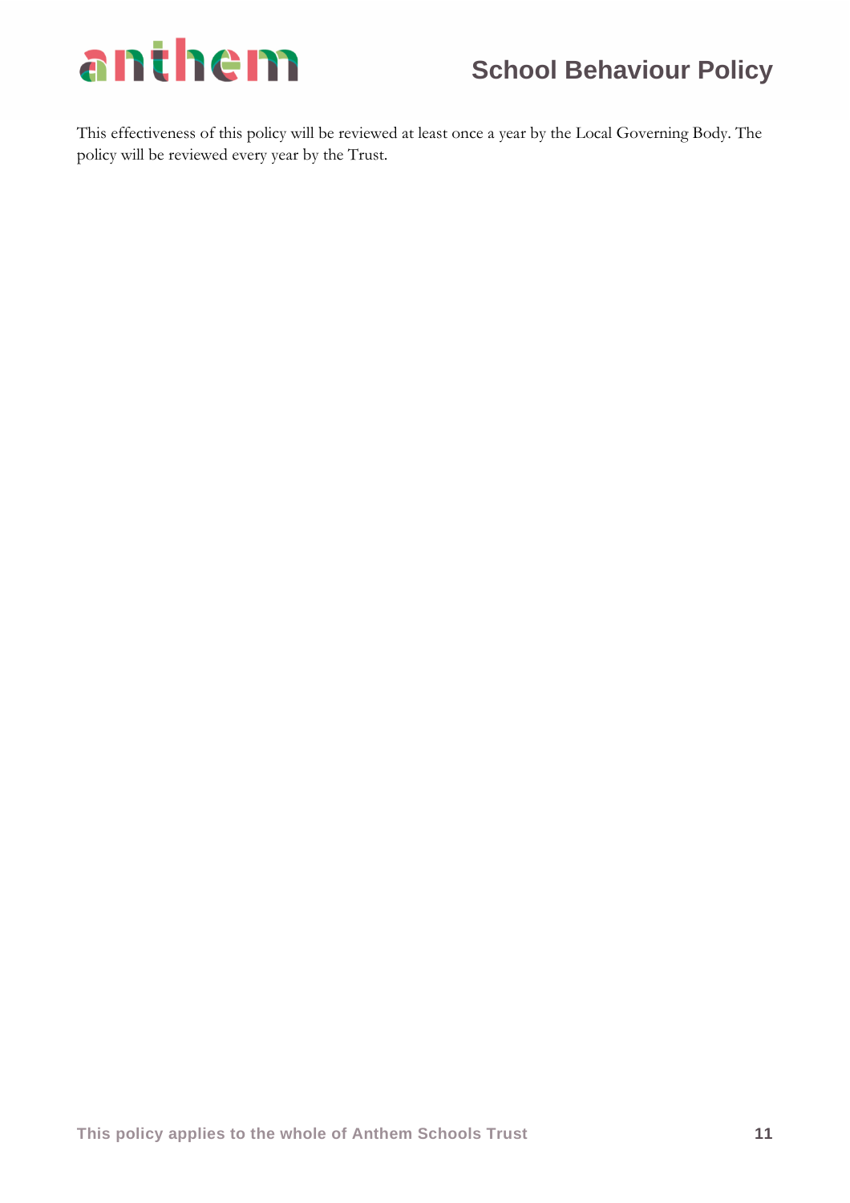This effectiveness of this policy will be reviewed at least once a year by the Local Governing Body. The policy will be reviewed every year by the Trust.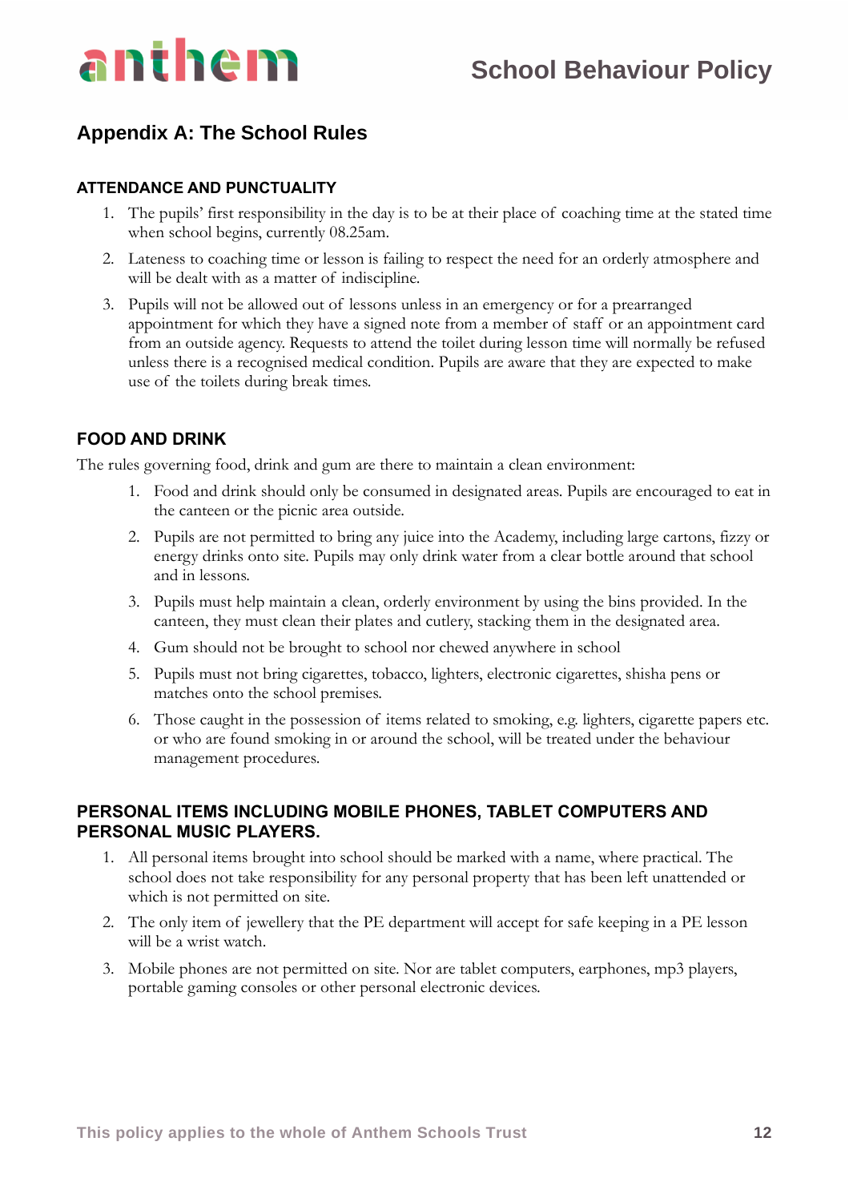## Appendix A: The School Rules

### ATTENDANCE AND PUNCTUALITY

1. The pupils' first responsibility in the day is to be at their place of coaching time at the stated time when school begins, currently 08.25am.
2. Lateness to coaching time or lesson is failing to respect the need for an orderly atmosphere and will be dealt with as a matter of indiscipline.
3. Pupils will not be allowed out of lessons unless in an emergency or for a prearranged appointment for which they have a signed note from a member of staff or an appointment card from an outside agency. Requests to attend the toilet during lesson time will normally be refused unless there is a recognised medical condition. Pupils are aware that they are expected to make use of the toilets during break times.

### FOOD AND DRINK

The rules governing food, drink and gum are there to maintain a clean environment:

1. Food and drink should only be consumed in designated areas. Pupils are encouraged to eat in the canteen or the picnic area outside.
2. Pupils are not permitted to bring any juice into the Academy, including large cartons, fizzy or energy drinks onto site. Pupils may only drink water from a clear bottle around that school and in lessons.
3. Pupils must help maintain a clean, orderly environment by using the bins provided. In the canteen, they must clean their plates and cutlery, stacking them in the designated area.
4. Gum should not be brought to school nor chewed anywhere in school
5. Pupils must not bring cigarettes, tobacco, lighters, electronic cigarettes, shisha pens or matches onto the school premises.
6. Those caught in the possession of items related to smoking, e.g. lighters, cigarette papers etc. or who are found smoking in or around the school, will be treated under the behaviour management procedures.

### PERSONAL ITEMS INCLUDING MOBILE PHONES, TABLET COMPUTERS AND PERSONAL MUSIC PLAYERS.

1. All personal items brought into school should be marked with a name, where practical. The school does not take responsibility for any personal property that has been left unattended or which is not permitted on site.
2. The only item of jewellery that the PE department will accept for safe keeping in a PE lesson will be a wrist watch.
3. Mobile phones are not permitted on site. Nor are tablet computers, earphones, mp3 players, portable gaming consoles or other personal electronic devices.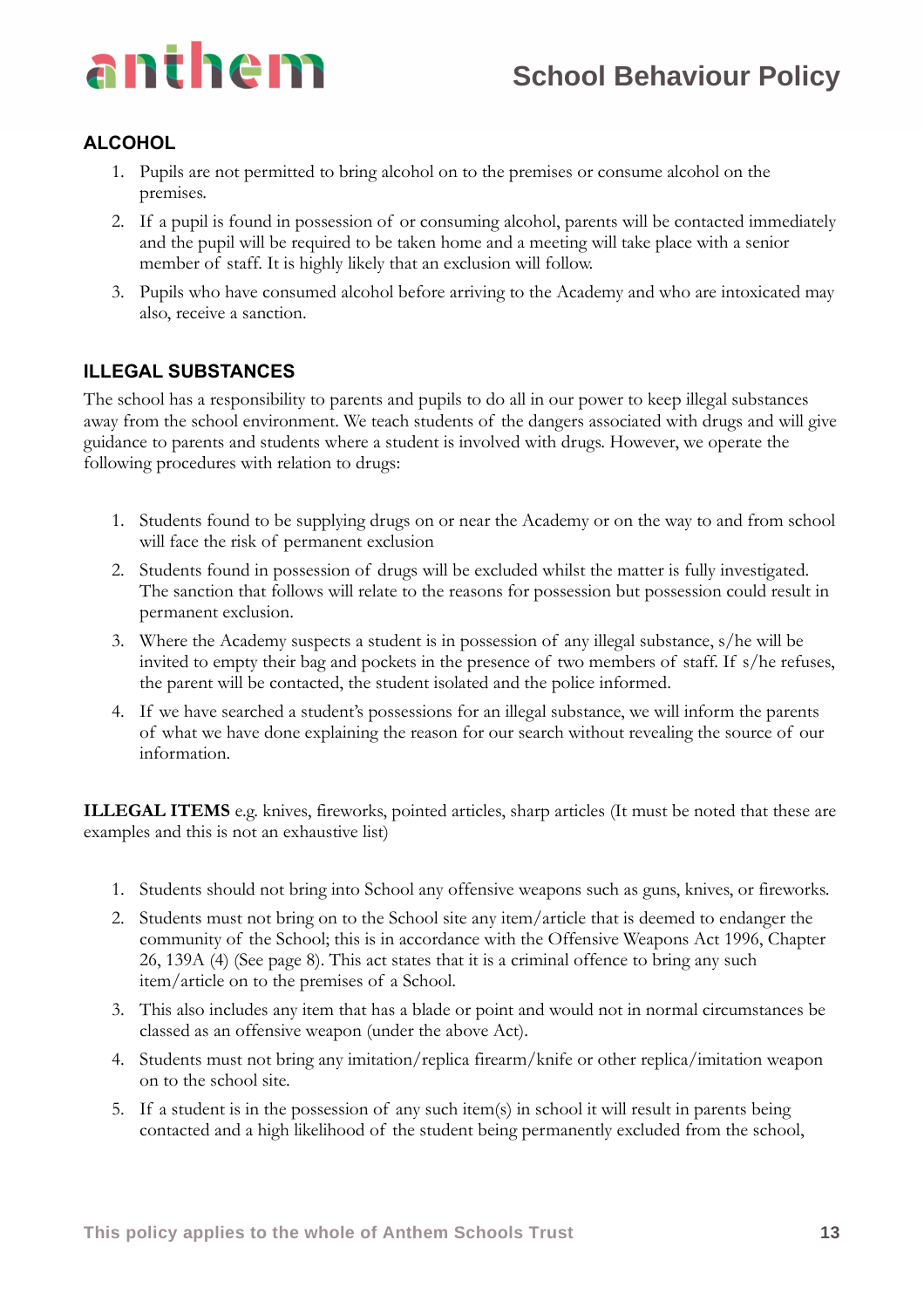## ALCOHOL

1. Pupils are not permitted to bring alcohol on to the premises or consume alcohol on the premises.
2. If a pupil is found in possession of or consuming alcohol, parents will be contacted immediately and the pupil will be required to be taken home and a meeting will take place with a senior member of staff. It is highly likely that an exclusion will follow.
3. Pupils who have consumed alcohol before arriving to the Academy and who are intoxicated may also, receive a sanction.

## ILLEGAL SUBSTANCES

The school has a responsibility to parents and pupils to do all in our power to keep illegal substances away from the school environment. We teach students of the dangers associated with drugs and will give guidance to parents and students where a student is involved with drugs. However, we operate the following procedures with relation to drugs:

1. Students found to be supplying drugs on or near the Academy or on the way to and from school will face the risk of permanent exclusion
2. Students found in possession of drugs will be excluded whilst the matter is fully investigated. The sanction that follows will relate to the reasons for possession but possession could result in permanent exclusion.
3. Where the Academy suspects a student is in possession of any illegal substance, s/he will be invited to empty their bag and pockets in the presence of two members of staff. If s/he refuses, the parent will be contacted, the student isolated and the police informed.
4. If we have searched a student's possessions for an illegal substance, we will inform the parents of what we have done explaining the reason for our search without revealing the source of our information.

**ILLEGAL ITEMS** e.g. knives, fireworks, pointed articles, sharp articles (It must be noted that these are examples and this is not an exhaustive list)

1. Students should not bring into School any offensive weapons such as guns, knives, or fireworks.
2. Students must not bring on to the School site any item/article that is deemed to endanger the community of the School; this is in accordance with the Offensive Weapons Act 1996, Chapter 26, 139A (4) (See page 8). This act states that it is a criminal offence to bring any such item/article on to the premises of a School.
3. This also includes any item that has a blade or point and would not in normal circumstances be classed as an offensive weapon (under the above Act).
4. Students must not bring any imitation/replica firearm/knife or other replica/imitation weapon on to the school site.
5. If a student is in the possession of any such item(s) in school it will result in parents being contacted and a high likelihood of the student being permanently excluded from the school,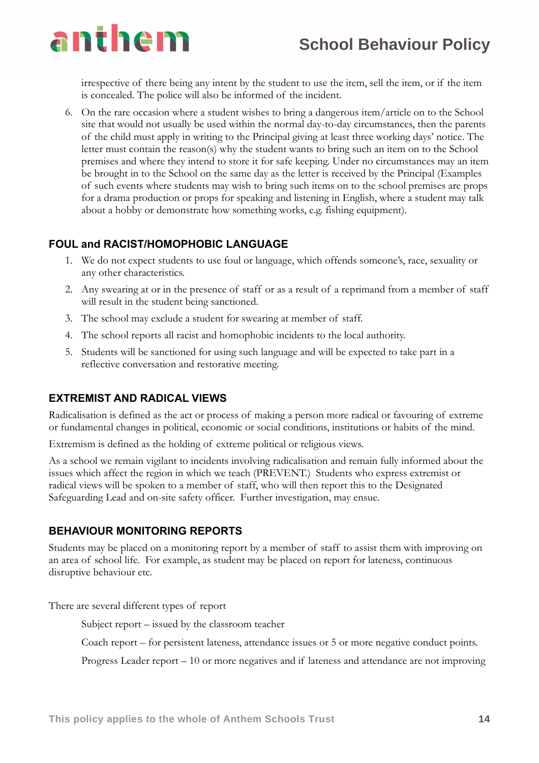irrespective of there being any intent by the student to use the item, sell the item, or if the item is concealed. The police will also be informed of the incident.

6. On the rare occasion where a student wishes to bring a dangerous item/article on to the School site that would not usually be used within the normal day-to-day circumstances, then the parents of the child must apply in writing to the Principal giving at least three working days' notice. The letter must contain the reason(s) why the student wants to bring such an item on to the School premises and where they intend to store it for safe keeping. Under no circumstances may an item be brought in to the School on the same day as the letter is received by the Principal (Examples of such events where students may wish to bring such items on to the school premises are props for a drama production or props for speaking and listening in English, where a student may talk about a hobby or demonstrate how something works, e.g. fishing equipment).

## FOUL and RACIST/HOMOPHOBIC LANGUAGE

1. We do not expect students to use foul or language, which offends someone's, race, sexuality or any other characteristics.
2. Any swearing at or in the presence of staff or as a result of a reprimand from a member of staff will result in the student being sanctioned.
3. The school may exclude a student for swearing at member of staff.
4. The school reports all racist and homophobic incidents to the local authority.
5. Students will be sanctioned for using such language and will be expected to take part in a reflective conversation and restorative meeting.

## EXTREMIST AND RADICAL VIEWS

Radicalisation is defined as the act or process of making a person more radical or favouring of extreme or fundamental changes in political, economic or social conditions, institutions or habits of the mind.

Extremism is defined as the holding of extreme political or religious views.

As a school we remain vigilant to incidents involving radicalisation and remain fully informed about the issues which affect the region in which we teach (PREVENT.) Students who express extremist or radical views will be spoken to a member of staff, who will then report this to the Designated Safeguarding Lead and on-site safety officer. Further investigation, may ensue.

## BEHAVIOUR MONITORING REPORTS

Students may be placed on a monitoring report by a member of staff to assist them with improving on an area of school life. For example, as student may be placed on report for lateness, continuous disruptive behaviour etc.

There are several different types of report

Subject report – issued by the classroom teacher

Coach report – for persistent lateness, attendance issues or 5 or more negative conduct points.

Progress Leader report – 10 or more negatives and if lateness and attendance are not improving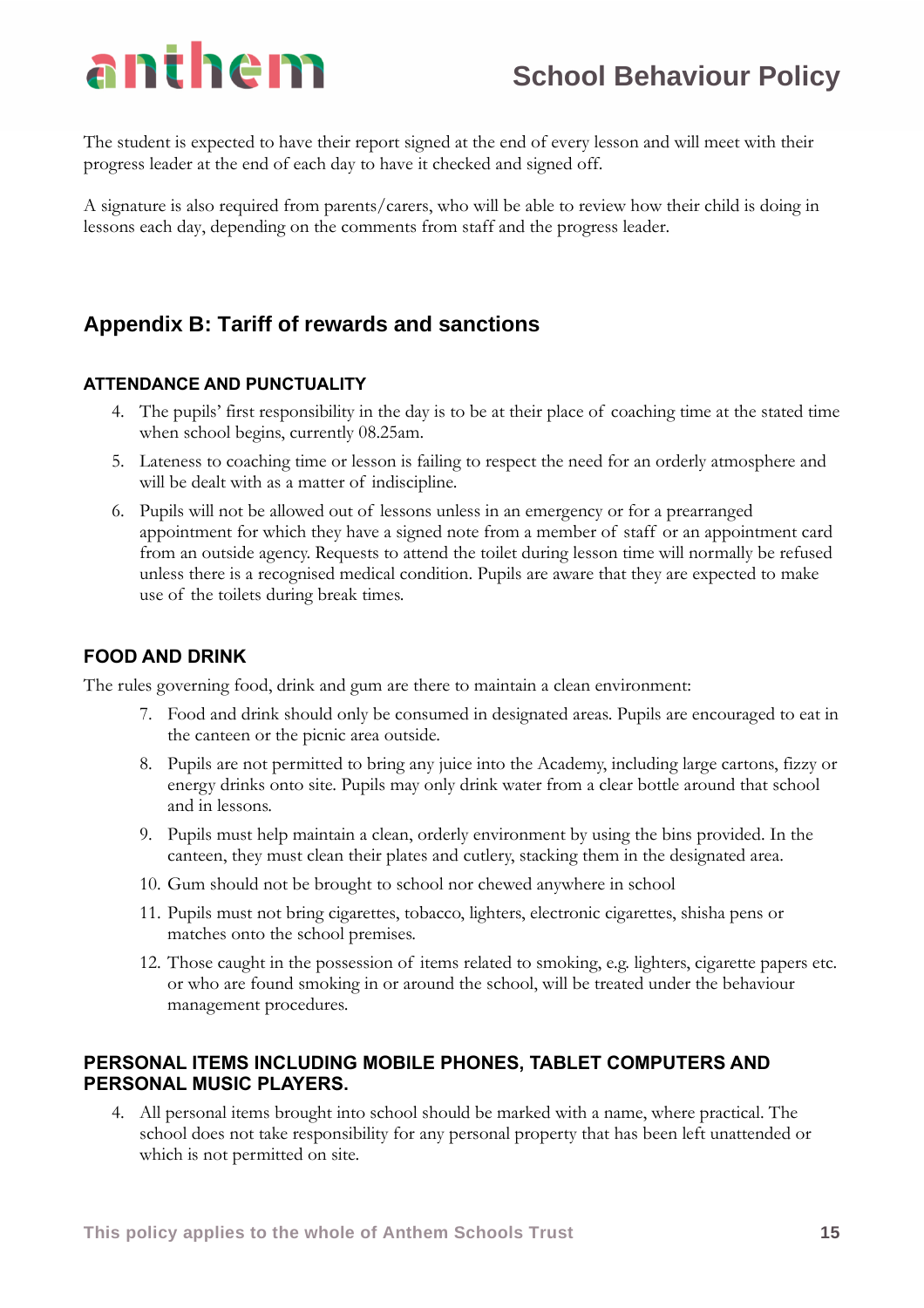The student is expected to have their report signed at the end of every lesson and will meet with their progress leader at the end of each day to have it checked and signed off.

A signature is also required from parents/carers, who will be able to review how their child is doing in lessons each day, depending on the comments from staff and the progress leader.

## Appendix B: Tariff of rewards and sanctions

#### ATTENDANCE AND PUNCTUALITY

4. The pupils' first responsibility in the day is to be at their place of coaching time at the stated time when school begins, currently 08.25am.
5. Lateness to coaching time or lesson is failing to respect the need for an orderly atmosphere and will be dealt with as a matter of indiscipline.
6. Pupils will not be allowed out of lessons unless in an emergency or for a prearranged appointment for which they have a signed note from a member of staff or an appointment card from an outside agency. Requests to attend the toilet during lesson time will normally be refused unless there is a recognised medical condition. Pupils are aware that they are expected to make use of the toilets during break times.

### FOOD AND DRINK

The rules governing food, drink and gum are there to maintain a clean environment:

7. Food and drink should only be consumed in designated areas. Pupils are encouraged to eat in the canteen or the picnic area outside.
8. Pupils are not permitted to bring any juice into the Academy, including large cartons, fizzy or energy drinks onto site. Pupils may only drink water from a clear bottle around that school and in lessons.
9. Pupils must help maintain a clean, orderly environment by using the bins provided. In the canteen, they must clean their plates and cutlery, stacking them in the designated area.
10. Gum should not be brought to school nor chewed anywhere in school
11. Pupils must not bring cigarettes, tobacco, lighters, electronic cigarettes, shisha pens or matches onto the school premises.
12. Those caught in the possession of items related to smoking, e.g. lighters, cigarette papers etc. or who are found smoking in or around the school, will be treated under the behaviour management procedures.

### PERSONAL ITEMS INCLUDING MOBILE PHONES, TABLET COMPUTERS AND PERSONAL MUSIC PLAYERS.

4. All personal items brought into school should be marked with a name, where practical. The school does not take responsibility for any personal property that has been left unattended or which is not permitted on site.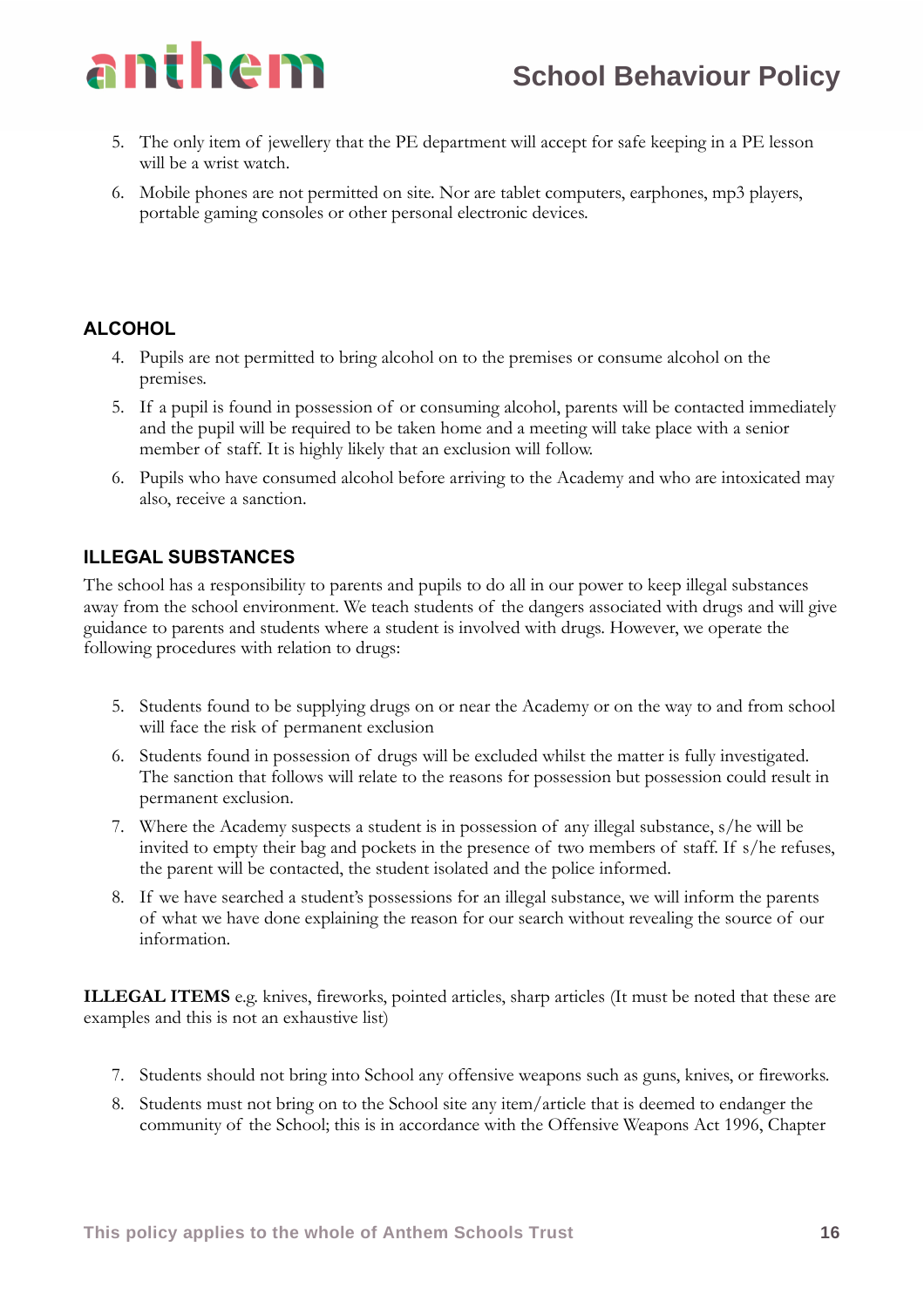5. The only item of jewellery that the PE department will accept for safe keeping in a PE lesson will be a wrist watch.
6. Mobile phones are not permitted on site. Nor are tablet computers, earphones, mp3 players, portable gaming consoles or other personal electronic devices.

## ALCOHOL

4. Pupils are not permitted to bring alcohol on to the premises or consume alcohol on the premises.
5. If a pupil is found in possession of or consuming alcohol, parents will be contacted immediately and the pupil will be required to be taken home and a meeting will take place with a senior member of staff. It is highly likely that an exclusion will follow.
6. Pupils who have consumed alcohol before arriving to the Academy and who are intoxicated may also, receive a sanction.

## ILLEGAL SUBSTANCES

The school has a responsibility to parents and pupils to do all in our power to keep illegal substances away from the school environment. We teach students of the dangers associated with drugs and will give guidance to parents and students where a student is involved with drugs. However, we operate the following procedures with relation to drugs:

5. Students found to be supplying drugs on or near the Academy or on the way to and from school will face the risk of permanent exclusion
6. Students found in possession of drugs will be excluded whilst the matter is fully investigated. The sanction that follows will relate to the reasons for possession but possession could result in permanent exclusion.
7. Where the Academy suspects a student is in possession of any illegal substance, s/he will be invited to empty their bag and pockets in the presence of two members of staff. If s/he refuses, the parent will be contacted, the student isolated and the police informed.
8. If we have searched a student's possessions for an illegal substance, we will inform the parents of what we have done explaining the reason for our search without revealing the source of our information.

**ILLEGAL ITEMS** e.g. knives, fireworks, pointed articles, sharp articles (It must be noted that these are examples and this is not an exhaustive list)

7. Students should not bring into School any offensive weapons such as guns, knives, or fireworks.
8. Students must not bring on to the School site any item/article that is deemed to endanger the community of the School; this is in accordance with the Offensive Weapons Act 1996, Chapter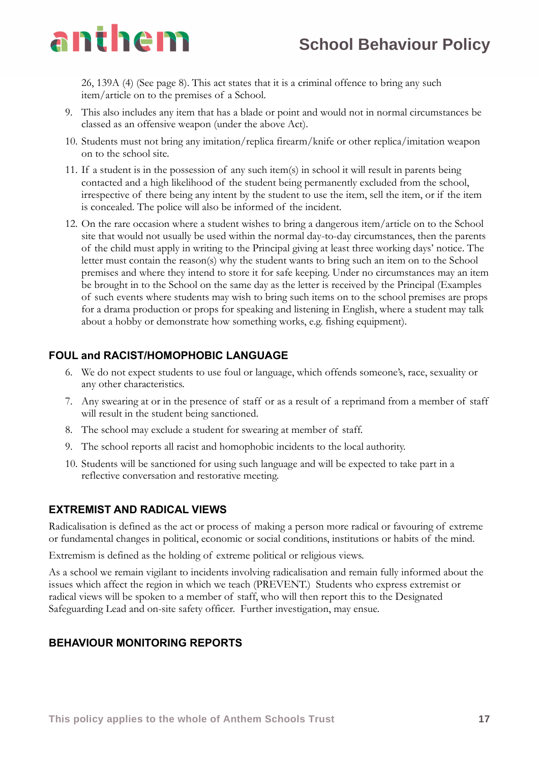26, 139A (4) (See page 8). This act states that it is a criminal offence to bring any such item/article on to the premises of a School.

9. This also includes any item that has a blade or point and would not in normal circumstances be classed as an offensive weapon (under the above Act).
10. Students must not bring any imitation/replica firearm/knife or other replica/imitation weapon on to the school site.
11. If a student is in the possession of any such item(s) in school it will result in parents being contacted and a high likelihood of the student being permanently excluded from the school, irrespective of there being any intent by the student to use the item, sell the item, or if the item is concealed. The police will also be informed of the incident.
12. On the rare occasion where a student wishes to bring a dangerous item/article on to the School site that would not usually be used within the normal day-to-day circumstances, then the parents of the child must apply in writing to the Principal giving at least three working days' notice. The letter must contain the reason(s) why the student wants to bring such an item on to the School premises and where they intend to store it for safe keeping. Under no circumstances may an item be brought in to the School on the same day as the letter is received by the Principal (Examples of such events where students may wish to bring such items on to the school premises are props for a drama production or props for speaking and listening in English, where a student may talk about a hobby or demonstrate how something works, e.g. fishing equipment).

## FOUL and RACIST/HOMOPHOBIC LANGUAGE

6. We do not expect students to use foul or language, which offends someone's, race, sexuality or any other characteristics.
7. Any swearing at or in the presence of staff or as a result of a reprimand from a member of staff will result in the student being sanctioned.
8. The school may exclude a student for swearing at member of staff.
9. The school reports all racist and homophobic incidents to the local authority.
10. Students will be sanctioned for using such language and will be expected to take part in a reflective conversation and restorative meeting.

## EXTREMIST AND RADICAL VIEWS

Radicalisation is defined as the act or process of making a person more radical or favouring of extreme or fundamental changes in political, economic or social conditions, institutions or habits of the mind.

Extremism is defined as the holding of extreme political or religious views.

As a school we remain vigilant to incidents involving radicalisation and remain fully informed about the issues which affect the region in which we teach (PREVENT.) Students who express extremist or radical views will be spoken to a member of staff, who will then report this to the Designated Safeguarding Lead and on-site safety officer. Further investigation, may ensue.

## BEHAVIOUR MONITORING REPORTS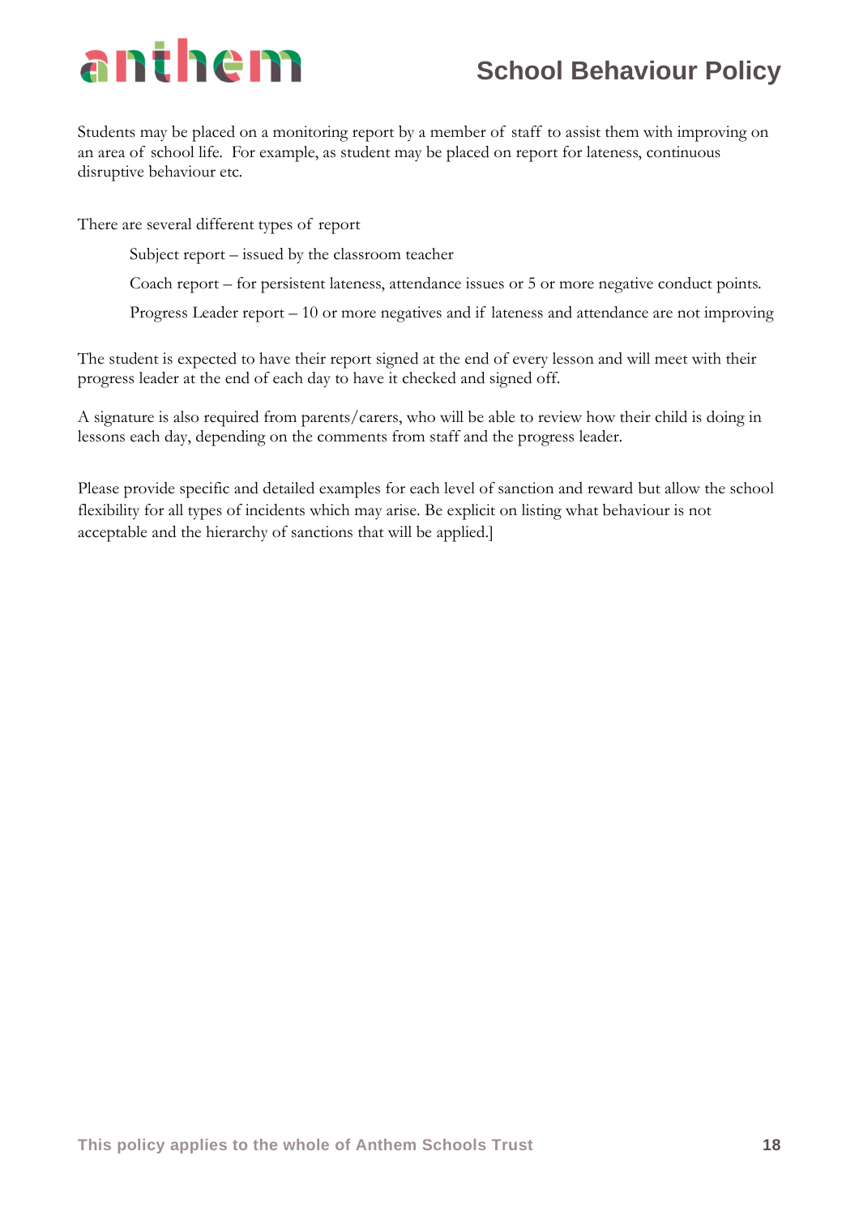Students may be placed on a monitoring report by a member of staff to assist them with improving on an area of school life. For example, as student may be placed on report for lateness, continuous disruptive behaviour etc.

There are several different types of report

Subject report – issued by the classroom teacher

Coach report – for persistent lateness, attendance issues or 5 or more negative conduct points.

Progress Leader report – 10 or more negatives and if lateness and attendance are not improving

The student is expected to have their report signed at the end of every lesson and will meet with their progress leader at the end of each day to have it checked and signed off.

A signature is also required from parents/carers, who will be able to review how their child is doing in lessons each day, depending on the comments from staff and the progress leader.

Please provide specific and detailed examples for each level of sanction and reward but allow the school flexibility for all types of incidents which may arise. Be explicit on listing what behaviour is not acceptable and the hierarchy of sanctions that will be applied.]